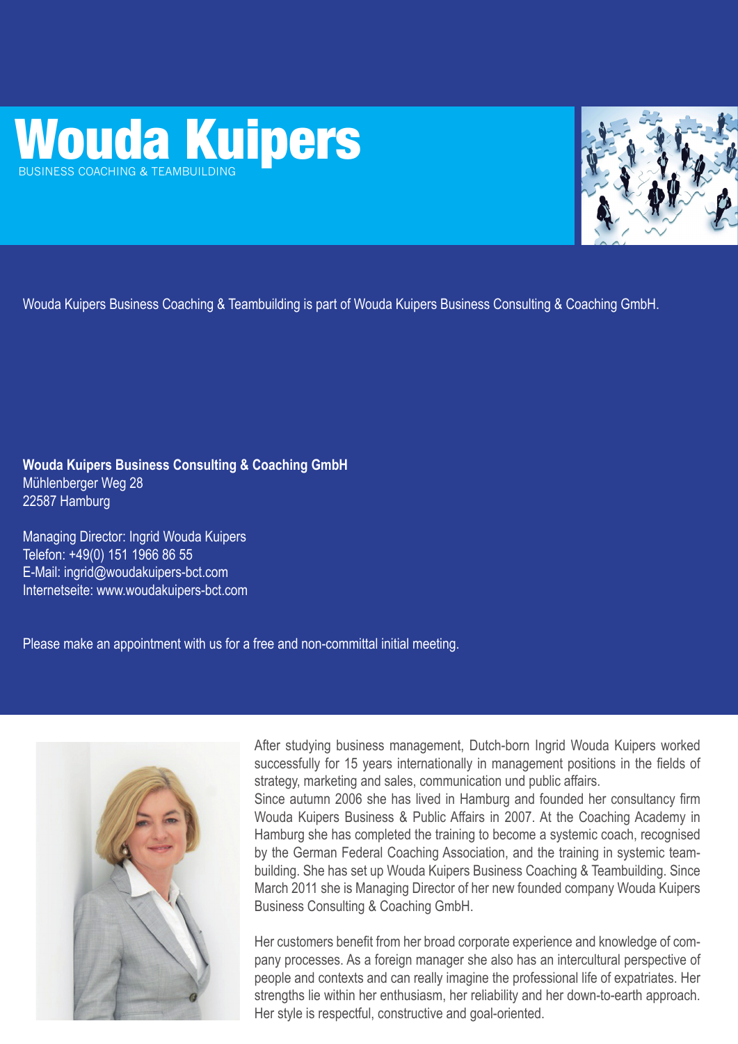# Wouda Kuipers

BUSINESS COACHING & TEAMBUILDING

Wouda Kuipers Business Coaching & Teambuilding is part of Wouda Kuipers Business Consulting & Coaching GmbH.

**Wouda Kuipers Business Consulting & Coaching GmbH**
Mühlenberger Weg 28
22587 Hamburg

Managing Director: Ingrid Wouda Kuipers
Telefon: +49(0) 151 1966 86 55
E-Mail: ingrid@woudakuipers-bct.com
Internetseite: www.woudakuipers-bct.com

Please make an appointment with us for a free and non-committal initial meeting.

After studying business management, Dutch-born Ingrid Wouda Kuipers worked successfully for 15 years internationally in management positions in the fields of strategy, marketing and sales, communication und public affairs.
Since autumn 2006 she has lived in Hamburg and founded her consultancy firm Wouda Kuipers Business & Public Affairs in 2007. At the Coaching Academy in Hamburg she has completed the training to become a systemic coach, recognised by the German Federal Coaching Association, and the training in systemic teambuilding. She has set up Wouda Kuipers Business Coaching & Teambuilding. Since March 2011 she is Managing Director of her new founded company Wouda Kuipers Business Consulting & Coaching GmbH.

Her customers benefit from her broad corporate experience and knowledge of company processes. As a foreign manager she also has an intercultural perspective of people and contexts and can really imagine the professional life of expatriates. Her strengths lie within her enthusiasm, her reliability and her down-to-earth approach. Her style is respectful, constructive and goal-oriented.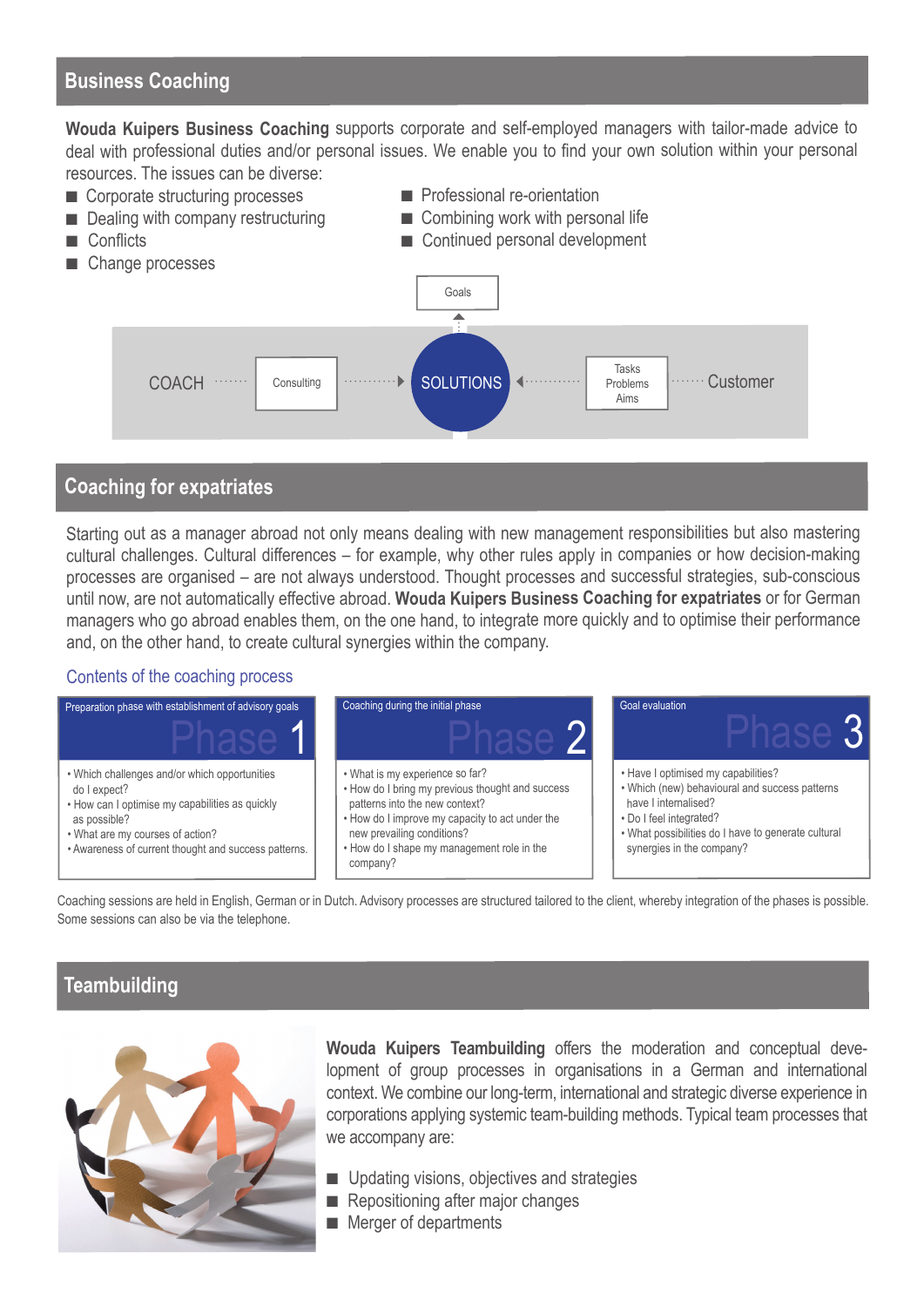## Business Coaching

**Wouda Kuipers Business Coaching** supports corporate and self-employed managers with tailor-made advice to deal with professional duties and/or personal issues. We enable you to find your own solution within your personal resources. The issues can be diverse:

- Corporate structuring processes
- Dealing with company restructuring
- Conflicts
- Change processes
- Professional re-orientation
- Combining work with personal life
- Continued personal development

Goals

COACH

Consulting

SOLUTIONS

Tasks
Problems
Aims

Customer

## Coaching for expatriates

Starting out as a manager abroad not only means dealing with new management responsibilities but also mastering cultural challenges. Cultural differences – for example, why other rules apply in companies or how decision-making processes are organised – are not always understood. Thought processes and successful strategies, sub-conscious until now, are not automatically effective abroad. **Wouda Kuipers Business Coaching for expatriates** or for German managers who go abroad enables them, on the one hand, to integrate more quickly and to optimise their performance and, on the other hand, to create cultural synergies within the company.

### Contents of the coaching process

**Phase 1** – Preparation phase with establishment of advisory goals

- Which challenges and/or which opportunities do I expect?
- How can I optimise my capabilities as quickly as possible?
- What are my courses of action?
- Awareness of current thought and success patterns.

**Phase 2** – Coaching during the initial phase

- What is my experience so far?
- How do I bring my previous thought and success patterns into the new context?
- How do I improve my capacity to act under the new prevailing conditions?
- How do I shape my management role in the company?

**Phase 3** – Goal evaluation

- Have I optimised my capabilities?
- Which (new) behavioural and success patterns have I internalised?
- Do I feel integrated?
- What possibilities do I have to generate cultural synergies in the company?

Coaching sessions are held in English, German or in Dutch. Advisory processes are structured tailored to the client, whereby integration of the phases is possible. Some sessions can also be via the telephone.

## Teambuilding

**Wouda Kuipers Teambuilding** offers the moderation and conceptual development of group processes in organisations in a German and international context. We combine our long-term, international and strategic diverse experience in corporations applying systemic team-building methods. Typical team processes that we accompany are:

- Updating visions, objectives and strategies
- Repositioning after major changes
- Merger of departments